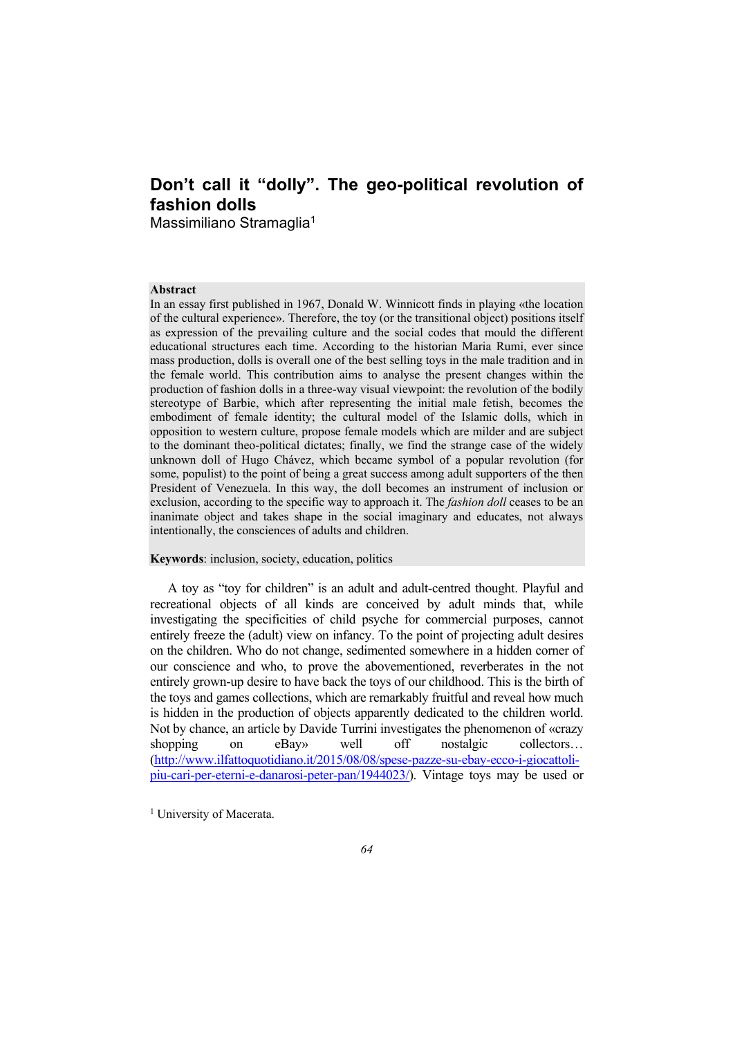# Don't call it "dolly". The geo-political revolution of fashion dolls

Massimiliano Stramaglia[1]

**Abstract**

In an essay first published in 1967, Donald W. Winnicott finds in playing «the location of the cultural experience». Therefore, the toy (or the transitional object) positions itself as expression of the prevailing culture and the social codes that mould the different educational structures each time. According to the historian Maria Rumi, ever since mass production, dolls is overall one of the best selling toys in the male tradition and in the female world. This contribution aims to analyse the present changes within the production of fashion dolls in a three-way visual viewpoint: the revolution of the bodily stereotype of Barbie, which after representing the initial male fetish, becomes the embodiment of female identity; the cultural model of the Islamic dolls, which in opposition to western culture, propose female models which are milder and are subject to the dominant theo-political dictates; finally, we find the strange case of the widely unknown doll of Hugo Chávez, which became symbol of a popular revolution (for some, populist) to the point of being a great success among adult supporters of the then President of Venezuela. In this way, the doll becomes an instrument of inclusion or exclusion, according to the specific way to approach it. The *fashion doll* ceases to be an inanimate object and takes shape in the social imaginary and educates, not always intentionally, the consciences of adults and children.

**Keywords**: inclusion, society, education, politics

A toy as "toy for children" is an adult and adult-centred thought. Playful and recreational objects of all kinds are conceived by adult minds that, while investigating the specificities of child psyche for commercial purposes, cannot entirely freeze the (adult) view on infancy. To the point of projecting adult desires on the children. Who do not change, sedimented somewhere in a hidden corner of our conscience and who, to prove the abovementioned, reverberates in the not entirely grown-up desire to have back the toys of our childhood. This is the birth of the toys and games collections, which are remarkably fruitful and reveal how much is hidden in the production of objects apparently dedicated to the children world. Not by chance, an article by Davide Turrini investigates the phenomenon of «crazy shopping on eBay» well off nostalgic collectors… (http://www.ilfattoquotidiano.it/2015/08/08/spese-pazze-su-ebay-ecco-i-giocattoli-piu-cari-per-eterni-e-danarosi-peter-pan/1944023/). Vintage toys may be used or

[1] University of Macerata.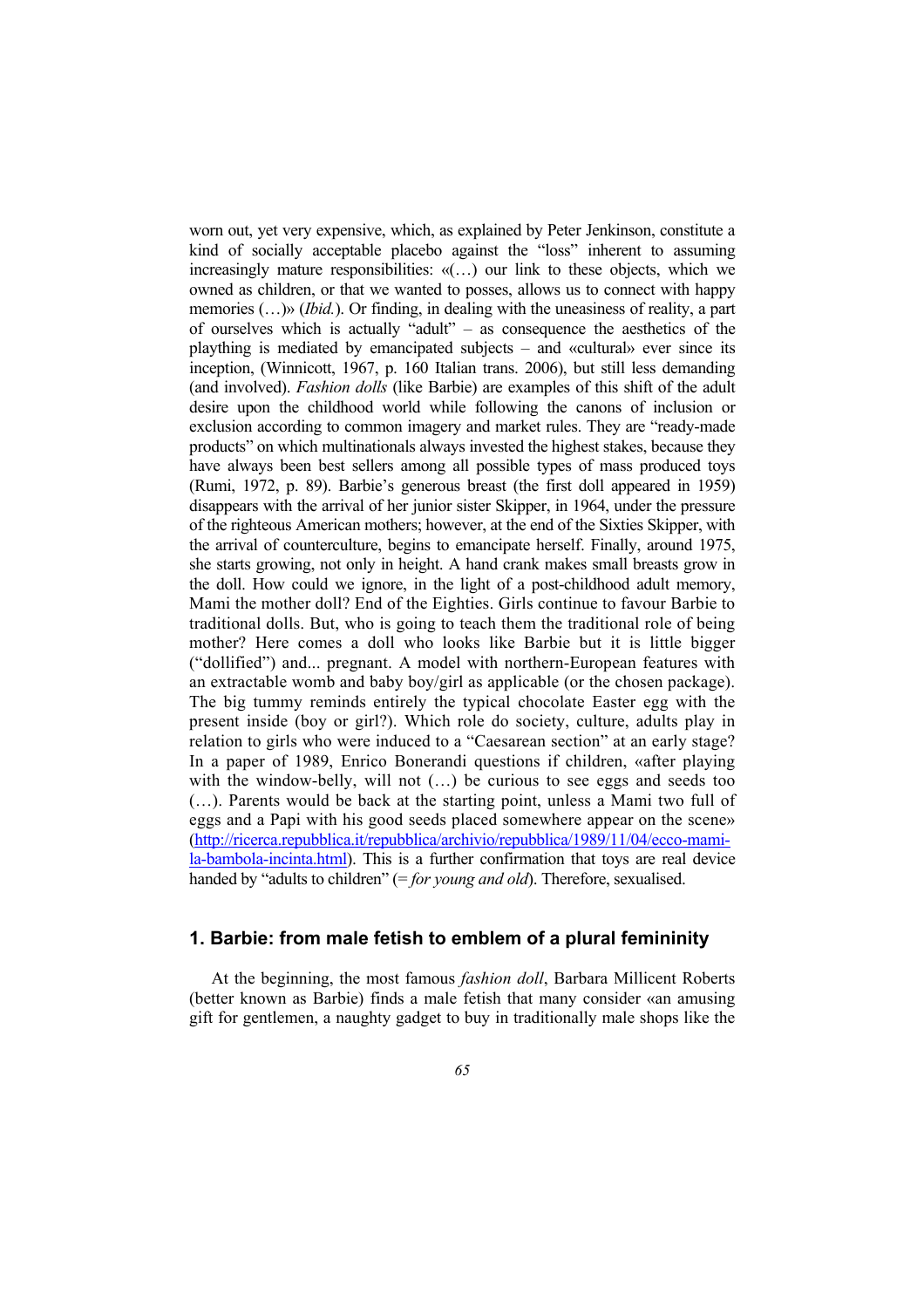worn out, yet very expensive, which, as explained by Peter Jenkinson, constitute a kind of socially acceptable placebo against the "loss" inherent to assuming increasingly mature responsibilities: «(…) our link to these objects, which we owned as children, or that we wanted to posses, allows us to connect with happy memories (…)» (*Ibid.*). Or finding, in dealing with the uneasiness of reality, a part of ourselves which is actually "adult" – as consequence the aesthetics of the plaything is mediated by emancipated subjects – and «cultural» ever since its inception, (Winnicott, 1967, p. 160 Italian trans. 2006), but still less demanding (and involved). *Fashion dolls* (like Barbie) are examples of this shift of the adult desire upon the childhood world while following the canons of inclusion or exclusion according to common imagery and market rules. They are "ready-made products" on which multinationals always invested the highest stakes, because they have always been best sellers among all possible types of mass produced toys (Rumi, 1972, p. 89). Barbie's generous breast (the first doll appeared in 1959) disappears with the arrival of her junior sister Skipper, in 1964, under the pressure of the righteous American mothers; however, at the end of the Sixties Skipper, with the arrival of counterculture, begins to emancipate herself. Finally, around 1975, she starts growing, not only in height. A hand crank makes small breasts grow in the doll. How could we ignore, in the light of a post-childhood adult memory, Mami the mother doll? End of the Eighties. Girls continue to favour Barbie to traditional dolls. But, who is going to teach them the traditional role of being mother? Here comes a doll who looks like Barbie but it is little bigger ("dollified") and... pregnant. A model with northern-European features with an extractable womb and baby boy/girl as applicable (or the chosen package). The big tummy reminds entirely the typical chocolate Easter egg with the present inside (boy or girl?). Which role do society, culture, adults play in relation to girls who were induced to a "Caesarean section" at an early stage? In a paper of 1989, Enrico Bonerandi questions if children, «after playing with the window-belly, will not (…) be curious to see eggs and seeds too (…). Parents would be back at the starting point, unless a Mami two full of eggs and a Papi with his good seeds placed somewhere appear on the scene» (http://ricerca.repubblica.it/repubblica/archivio/repubblica/1989/11/04/ecco-mami-la-bambola-incinta.html). This is a further confirmation that toys are real device handed by "adults to children" (= *for young and old*). Therefore, sexualised.

## 1. Barbie: from male fetish to emblem of a plural femininity

At the beginning, the most famous *fashion doll*, Barbara Millicent Roberts (better known as Barbie) finds a male fetish that many consider «an amusing gift for gentlemen, a naughty gadget to buy in traditionally male shops like the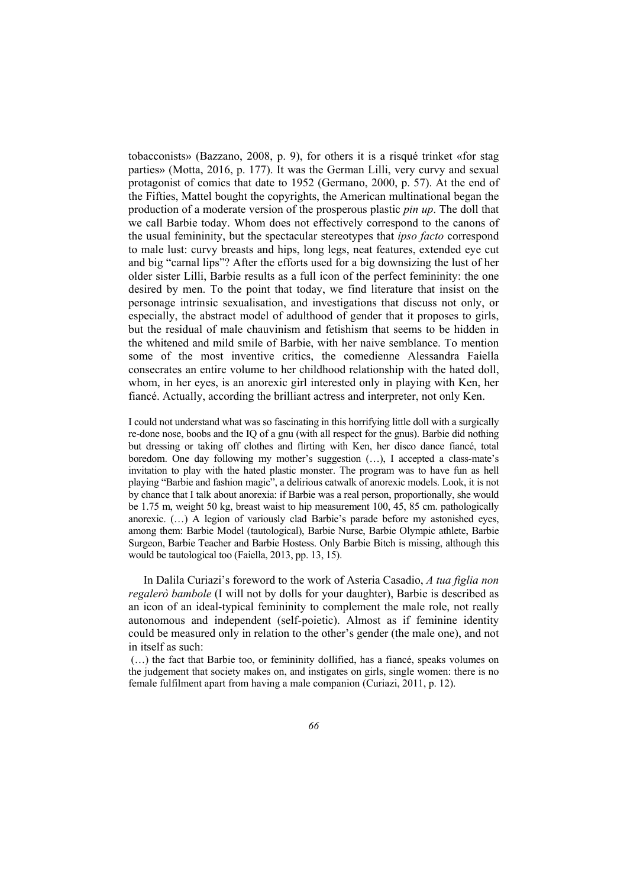tobacconists» (Bazzano, 2008, p. 9), for others it is a risqué trinket «for stag parties» (Motta, 2016, p. 177). It was the German Lilli, very curvy and sexual protagonist of comics that date to 1952 (Germano, 2000, p. 57). At the end of the Fifties, Mattel bought the copyrights, the American multinational began the production of a moderate version of the prosperous plastic *pin up*. The doll that we call Barbie today. Whom does not effectively correspond to the canons of the usual femininity, but the spectacular stereotypes that *ipso facto* correspond to male lust: curvy breasts and hips, long legs, neat features, extended eye cut and big "carnal lips"? After the efforts used for a big downsizing the lust of her older sister Lilli, Barbie results as a full icon of the perfect femininity: the one desired by men. To the point that today, we find literature that insist on the personage intrinsic sexualisation, and investigations that discuss not only, or especially, the abstract model of adulthood of gender that it proposes to girls, but the residual of male chauvinism and fetishism that seems to be hidden in the whitened and mild smile of Barbie, with her naive semblance. To mention some of the most inventive critics, the comedienne Alessandra Faiella consecrates an entire volume to her childhood relationship with the hated doll, whom, in her eyes, is an anorexic girl interested only in playing with Ken, her fiancé. Actually, according the brilliant actress and interpreter, not only Ken.

> I could not understand what was so fascinating in this horrifying little doll with a surgically re-done nose, boobs and the IQ of a gnu (with all respect for the gnus). Barbie did nothing but dressing or taking off clothes and flirting with Ken, her disco dance fiancé, total boredom. One day following my mother's suggestion (…), I accepted a class-mate's invitation to play with the hated plastic monster. The program was to have fun as hell playing "Barbie and fashion magic", a delirious catwalk of anorexic models. Look, it is not by chance that I talk about anorexia: if Barbie was a real person, proportionally, she would be 1.75 m, weight 50 kg, breast waist to hip measurement 100, 45, 85 cm. pathologically anorexic. (…) A legion of variously clad Barbie's parade before my astonished eyes, among them: Barbie Model (tautological), Barbie Nurse, Barbie Olympic athlete, Barbie Surgeon, Barbie Teacher and Barbie Hostess. Only Barbie Bitch is missing, although this would be tautological too (Faiella, 2013, pp. 13, 15).

In Dalila Curiazi's foreword to the work of Asteria Casadio, *A tua figlia non regalerò bambole* (I will not by dolls for your daughter), Barbie is described as an icon of an ideal-typical femininity to complement the male role, not really autonomous and independent (self-poietic). Almost as if feminine identity could be measured only in relation to the other's gender (the male one), and not in itself as such:

> (…) the fact that Barbie too, or femininity dollified, has a fiancé, speaks volumes on the judgement that society makes on, and instigates on girls, single women: there is no female fulfilment apart from having a male companion (Curiazi, 2011, p. 12).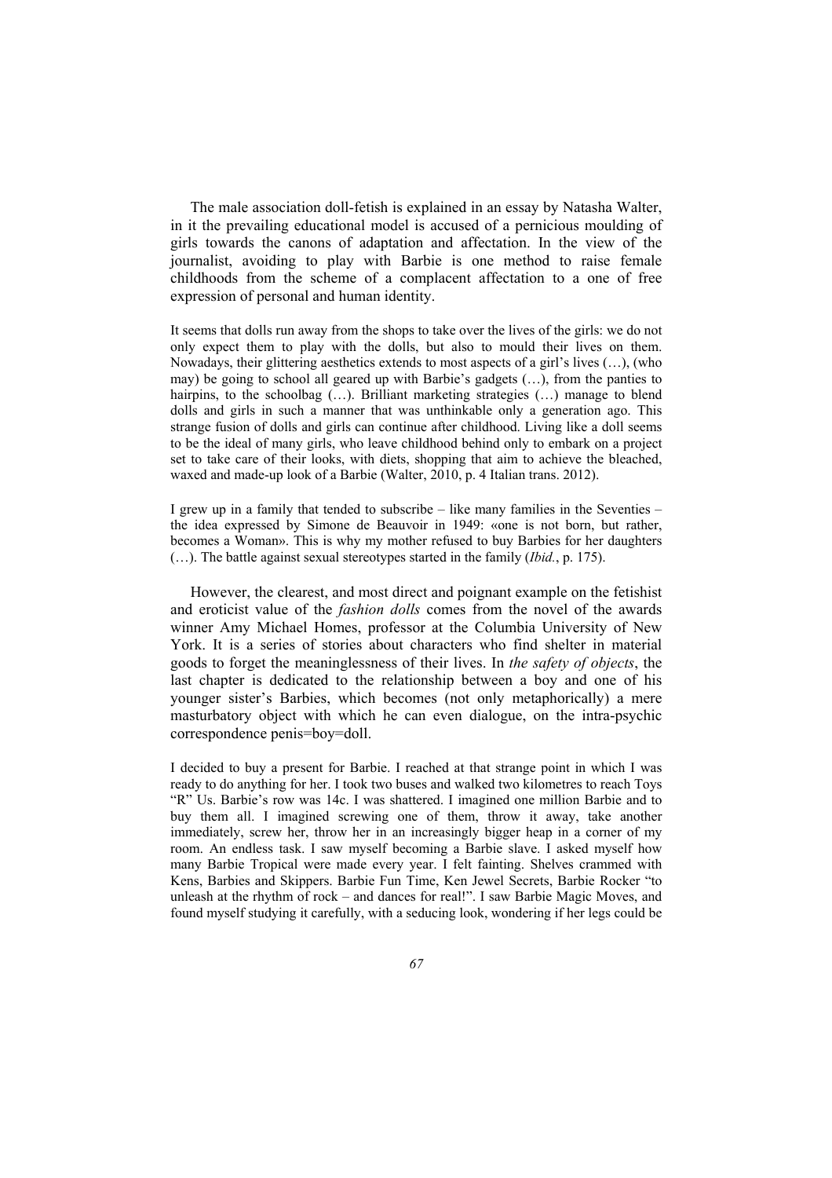The male association doll-fetish is explained in an essay by Natasha Walter, in it the prevailing educational model is accused of a pernicious moulding of girls towards the canons of adaptation and affectation. In the view of the journalist, avoiding to play with Barbie is one method to raise female childhoods from the scheme of a complacent affectation to a one of free expression of personal and human identity.

> It seems that dolls run away from the shops to take over the lives of the girls: we do not only expect them to play with the dolls, but also to mould their lives on them. Nowadays, their glittering aesthetics extends to most aspects of a girl's lives (…), (who may) be going to school all geared up with Barbie's gadgets (…), from the panties to hairpins, to the schoolbag (…). Brilliant marketing strategies (…) manage to blend dolls and girls in such a manner that was unthinkable only a generation ago. This strange fusion of dolls and girls can continue after childhood. Living like a doll seems to be the ideal of many girls, who leave childhood behind only to embark on a project set to take care of their looks, with diets, shopping that aim to achieve the bleached, waxed and made-up look of a Barbie (Walter, 2010, p. 4 Italian trans. 2012).

> I grew up in a family that tended to subscribe – like many families in the Seventies – the idea expressed by Simone de Beauvoir in 1949: «one is not born, but rather, becomes a Woman». This is why my mother refused to buy Barbies for her daughters (…). The battle against sexual stereotypes started in the family (*Ibid.*, p. 175).

However, the clearest, and most direct and poignant example on the fetishist and eroticist value of the *fashion dolls* comes from the novel of the awards winner Amy Michael Homes, professor at the Columbia University of New York. It is a series of stories about characters who find shelter in material goods to forget the meaninglessness of their lives. In *the safety of objects*, the last chapter is dedicated to the relationship between a boy and one of his younger sister's Barbies, which becomes (not only metaphorically) a mere masturbatory object with which he can even dialogue, on the intra-psychic correspondence penis=boy=doll.

> I decided to buy a present for Barbie. I reached at that strange point in which I was ready to do anything for her. I took two buses and walked two kilometres to reach Toys "R" Us. Barbie's row was 14c. I was shattered. I imagined one million Barbie and to buy them all. I imagined screwing one of them, throw it away, take another immediately, screw her, throw her in an increasingly bigger heap in a corner of my room. An endless task. I saw myself becoming a Barbie slave. I asked myself how many Barbie Tropical were made every year. I felt fainting. Shelves crammed with Kens, Barbies and Skippers. Barbie Fun Time, Ken Jewel Secrets, Barbie Rocker "to unleash at the rhythm of rock – and dances for real!". I saw Barbie Magic Moves, and found myself studying it carefully, with a seducing look, wondering if her legs could be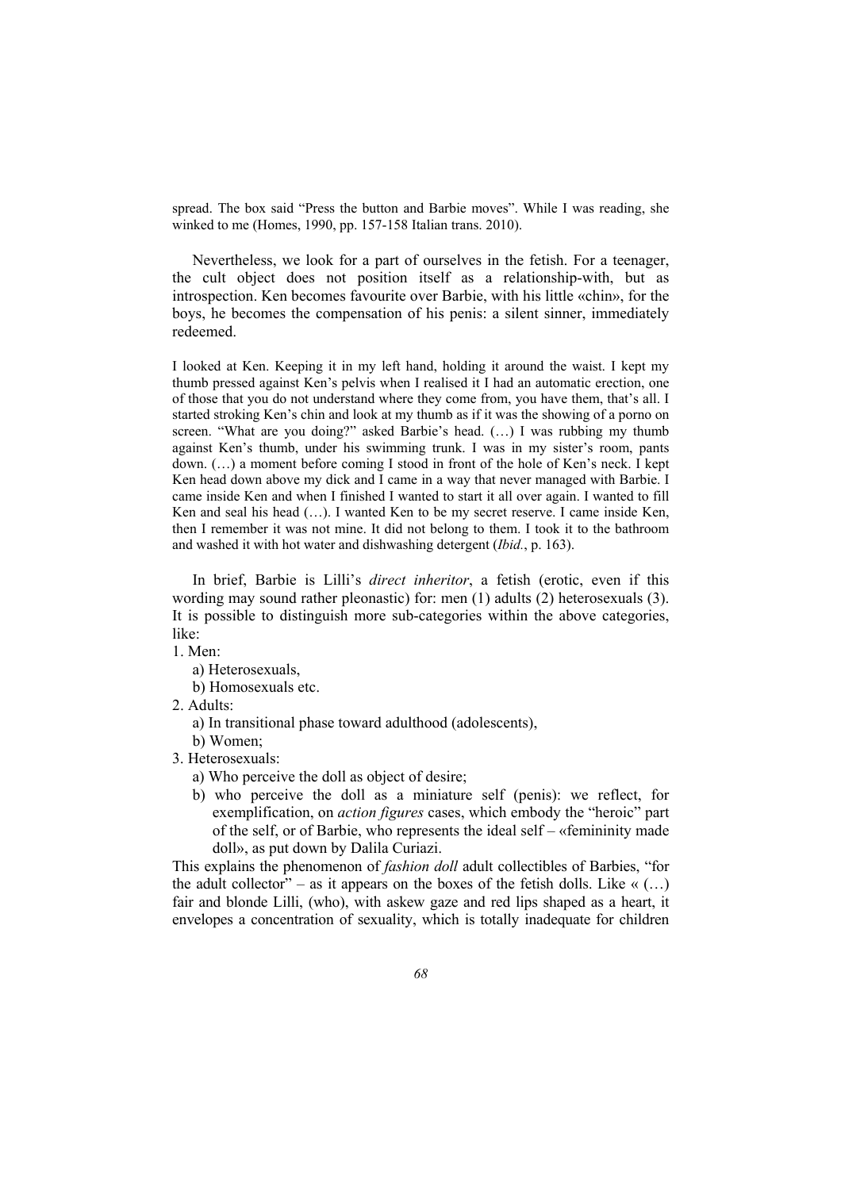spread. The box said "Press the button and Barbie moves". While I was reading, she winked to me (Homes, 1990, pp. 157-158 Italian trans. 2010).

Nevertheless, we look for a part of ourselves in the fetish. For a teenager, the cult object does not position itself as a relationship-with, but as introspection. Ken becomes favourite over Barbie, with his little «chin», for the boys, he becomes the compensation of his penis: a silent sinner, immediately redeemed.

> I looked at Ken. Keeping it in my left hand, holding it around the waist. I kept my thumb pressed against Ken's pelvis when I realised it I had an automatic erection, one of those that you do not understand where they come from, you have them, that's all. I started stroking Ken's chin and look at my thumb as if it was the showing of a porno on screen. "What are you doing?" asked Barbie's head. (…) I was rubbing my thumb against Ken's thumb, under his swimming trunk. I was in my sister's room, pants down. (…) a moment before coming I stood in front of the hole of Ken's neck. I kept Ken head down above my dick and I came in a way that never managed with Barbie. I came inside Ken and when I finished I wanted to start it all over again. I wanted to fill Ken and seal his head (…). I wanted Ken to be my secret reserve. I came inside Ken, then I remember it was not mine. It did not belong to them. I took it to the bathroom and washed it with hot water and dishwashing detergent (*Ibid.*, p. 163).

In brief, Barbie is Lilli's *direct inheritor*, a fetish (erotic, even if this wording may sound rather pleonastic) for: men (1) adults (2) heterosexuals (3). It is possible to distinguish more sub-categories within the above categories, like:

1. Men:
   a) Heterosexuals,
   b) Homosexuals etc.
2. Adults:
   a) In transitional phase toward adulthood (adolescents),
   b) Women;
3. Heterosexuals:
   a) Who perceive the doll as object of desire;
   b) who perceive the doll as a miniature self (penis): we reflect, for exemplification, on *action figures* cases, which embody the "heroic" part of the self, or of Barbie, who represents the ideal self – «femininity made doll», as put down by Dalila Curiazi.

This explains the phenomenon of *fashion doll* adult collectibles of Barbies, "for the adult collector" – as it appears on the boxes of the fetish dolls. Like « (…) fair and blonde Lilli, (who), with askew gaze and red lips shaped as a heart, it envelopes a concentration of sexuality, which is totally inadequate for children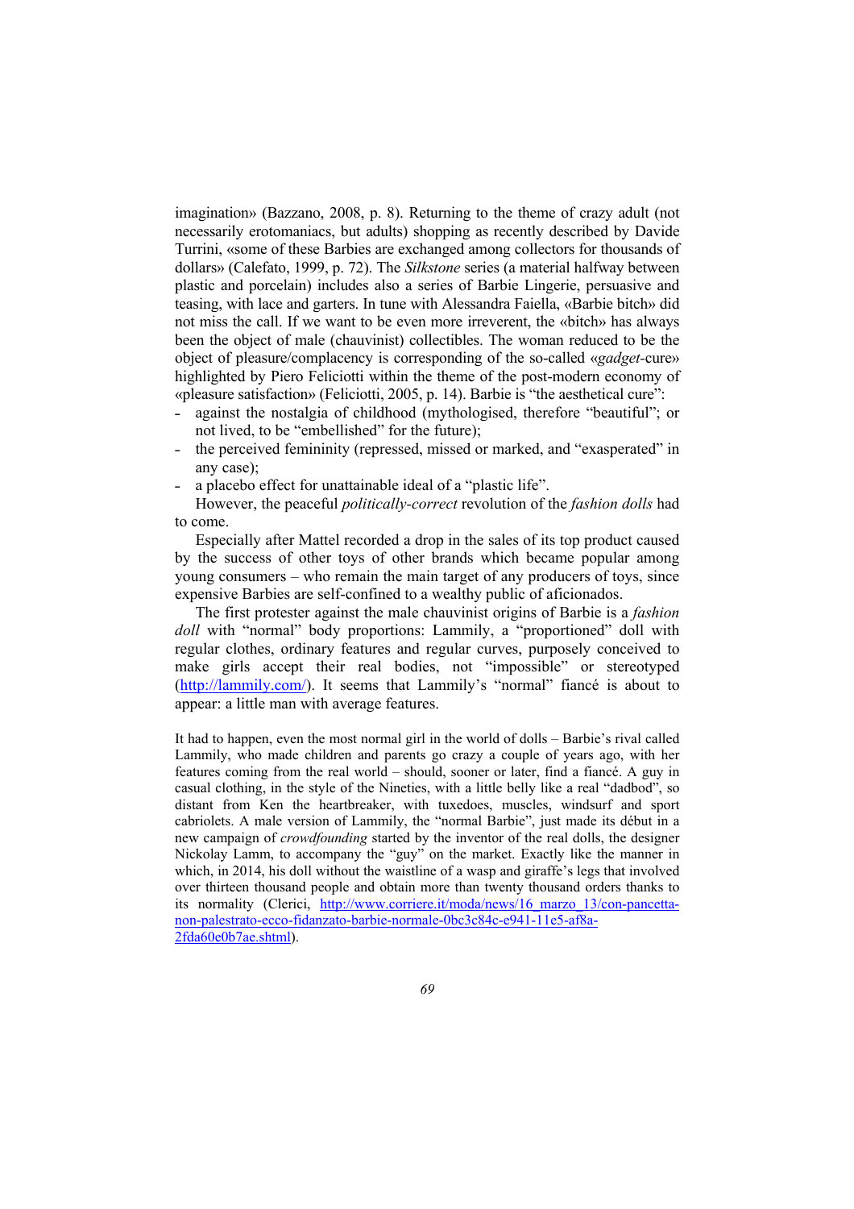imagination» (Bazzano, 2008, p. 8). Returning to the theme of crazy adult (not necessarily erotomaniacs, but adults) shopping as recently described by Davide Turrini, «some of these Barbies are exchanged among collectors for thousands of dollars» (Calefato, 1999, p. 72). The *Silkstone* series (a material halfway between plastic and porcelain) includes also a series of Barbie Lingerie, persuasive and teasing, with lace and garters. In tune with Alessandra Faiella, «Barbie bitch» did not miss the call. If we want to be even more irreverent, the «bitch» has always been the object of male (chauvinist) collectibles. The woman reduced to be the object of pleasure/complacency is corresponding of the so-called «*gadget*-cure» highlighted by Piero Feliciotti within the theme of the post-modern economy of «pleasure satisfaction» (Feliciotti, 2005, p. 14). Barbie is "the aesthetical cure":

- against the nostalgia of childhood (mythologised, therefore "beautiful"; or not lived, to be "embellished" for the future);
- the perceived femininity (repressed, missed or marked, and "exasperated" in any case);
- a placebo effect for unattainable ideal of a "plastic life".

However, the peaceful *politically-correct* revolution of the *fashion dolls* had to come.

Especially after Mattel recorded a drop in the sales of its top product caused by the success of other toys of other brands which became popular among young consumers – who remain the main target of any producers of toys, since expensive Barbies are self-confined to a wealthy public of aficionados.

The first protester against the male chauvinist origins of Barbie is a *fashion doll* with "normal" body proportions: Lammily, a "proportioned" doll with regular clothes, ordinary features and regular curves, purposely conceived to make girls accept their real bodies, not "impossible" or stereotyped (http://lammily.com/). It seems that Lammily's "normal" fiancé is about to appear: a little man with average features.

It had to happen, even the most normal girl in the world of dolls – Barbie's rival called Lammily, who made children and parents go crazy a couple of years ago, with her features coming from the real world – should, sooner or later, find a fiancé. A guy in casual clothing, in the style of the Nineties, with a little belly like a real "dadbod", so distant from Ken the heartbreaker, with tuxedoes, muscles, windsurf and sport cabriolets. A male version of Lammily, the "normal Barbie", just made its début in a new campaign of *crowdfounding* started by the inventor of the real dolls, the designer Nickolay Lamm, to accompany the "guy" on the market. Exactly like the manner in which, in 2014, his doll without the waistline of a wasp and giraffe's legs that involved over thirteen thousand people and obtain more than twenty thousand orders thanks to its normality (Clerici, http://www.corriere.it/moda/news/16_marzo_13/con-pancetta-non-palestrato-ecco-fidanzato-barbie-normale-0bc3c84c-e941-11e5-af8a-2fda60e0b7ae.shtml).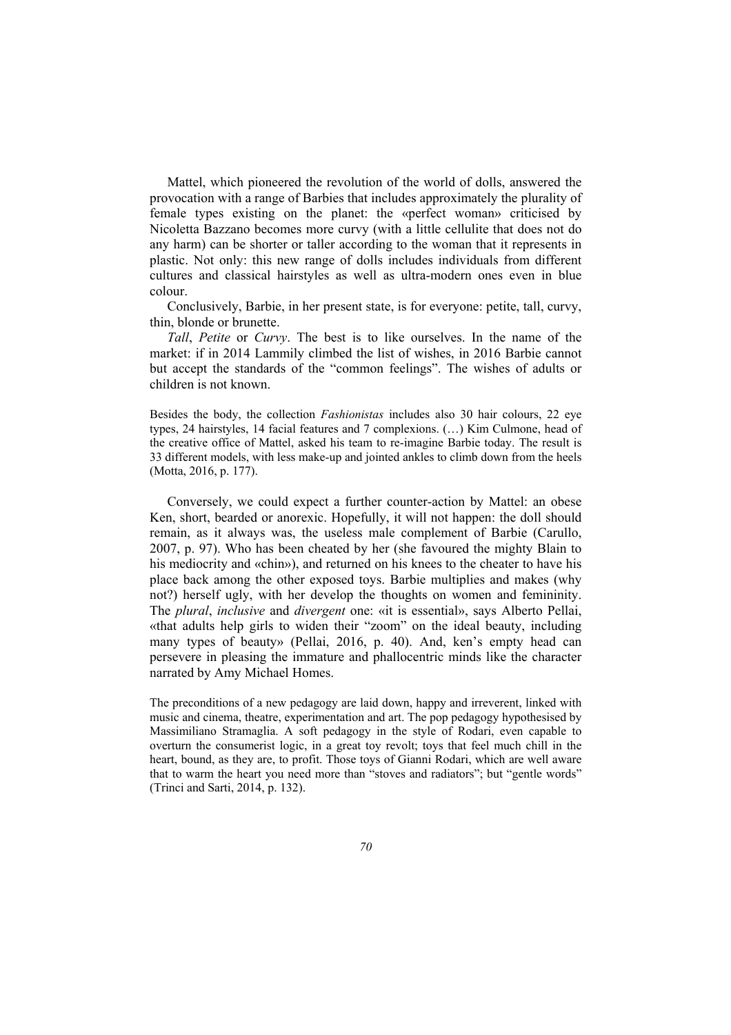Mattel, which pioneered the revolution of the world of dolls, answered the provocation with a range of Barbies that includes approximately the plurality of female types existing on the planet: the «perfect woman» criticised by Nicoletta Bazzano becomes more curvy (with a little cellulite that does not do any harm) can be shorter or taller according to the woman that it represents in plastic. Not only: this new range of dolls includes individuals from different cultures and classical hairstyles as well as ultra-modern ones even in blue colour.

Conclusively, Barbie, in her present state, is for everyone: petite, tall, curvy, thin, blonde or brunette.

*Tall*, *Petite* or *Curvy*. The best is to like ourselves. In the name of the market: if in 2014 Lammily climbed the list of wishes, in 2016 Barbie cannot but accept the standards of the "common feelings". The wishes of adults or children is not known.

> Besides the body, the collection *Fashionistas* includes also 30 hair colours, 22 eye types, 24 hairstyles, 14 facial features and 7 complexions. (…) Kim Culmone, head of the creative office of Mattel, asked his team to re-imagine Barbie today. The result is 33 different models, with less make-up and jointed ankles to climb down from the heels (Motta, 2016, p. 177).

Conversely, we could expect a further counter-action by Mattel: an obese Ken, short, bearded or anorexic. Hopefully, it will not happen: the doll should remain, as it always was, the useless male complement of Barbie (Carullo, 2007, p. 97). Who has been cheated by her (she favoured the mighty Blain to his mediocrity and «chin»), and returned on his knees to the cheater to have his place back among the other exposed toys. Barbie multiplies and makes (why not?) herself ugly, with her develop the thoughts on women and femininity. The *plural*, *inclusive* and *divergent* one: «it is essential», says Alberto Pellai, «that adults help girls to widen their "zoom" on the ideal beauty, including many types of beauty» (Pellai, 2016, p. 40). And, ken's empty head can persevere in pleasing the immature and phallocentric minds like the character narrated by Amy Michael Homes.

> The preconditions of a new pedagogy are laid down, happy and irreverent, linked with music and cinema, theatre, experimentation and art. The pop pedagogy hypothesised by Massimiliano Stramaglia. A soft pedagogy in the style of Rodari, even capable to overturn the consumerist logic, in a great toy revolt; toys that feel much chill in the heart, bound, as they are, to profit. Those toys of Gianni Rodari, which are well aware that to warm the heart you need more than "stoves and radiators"; but "gentle words" (Trinci and Sarti, 2014, p. 132).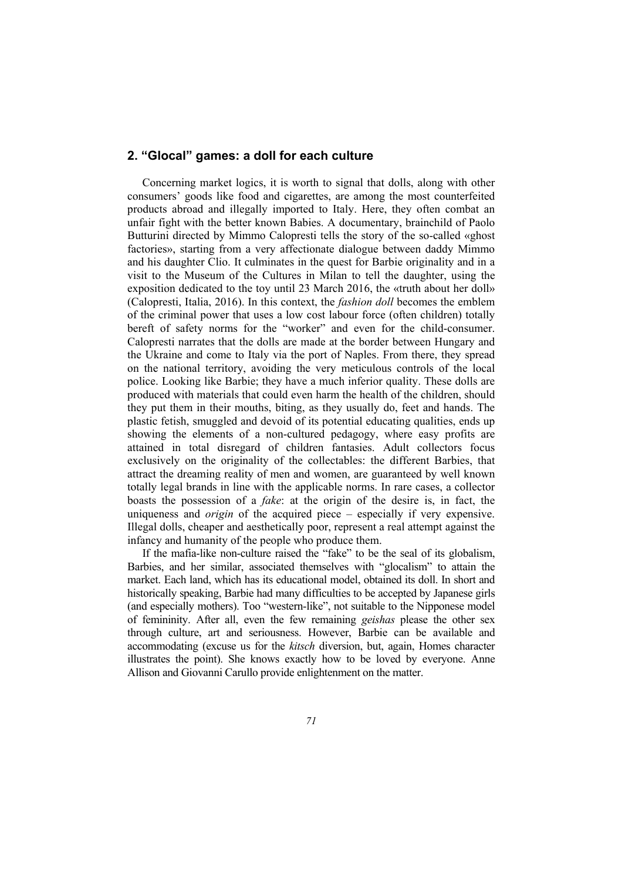## 2. "Glocal" games: a doll for each culture

Concerning market logics, it is worth to signal that dolls, along with other consumers' goods like food and cigarettes, are among the most counterfeited products abroad and illegally imported to Italy. Here, they often combat an unfair fight with the better known Babies. A documentary, brainchild of Paolo Butturini directed by Mimmo Calopresti tells the story of the so-called «ghost factories», starting from a very affectionate dialogue between daddy Mimmo and his daughter Clio. It culminates in the quest for Barbie originality and in a visit to the Museum of the Cultures in Milan to tell the daughter, using the exposition dedicated to the toy until 23 March 2016, the «truth about her doll» (Calopresti, Italia, 2016). In this context, the *fashion doll* becomes the emblem of the criminal power that uses a low cost labour force (often children) totally bereft of safety norms for the "worker" and even for the child-consumer. Calopresti narrates that the dolls are made at the border between Hungary and the Ukraine and come to Italy via the port of Naples. From there, they spread on the national territory, avoiding the very meticulous controls of the local police. Looking like Barbie; they have a much inferior quality. These dolls are produced with materials that could even harm the health of the children, should they put them in their mouths, biting, as they usually do, feet and hands. The plastic fetish, smuggled and devoid of its potential educating qualities, ends up showing the elements of a non-cultured pedagogy, where easy profits are attained in total disregard of children fantasies. Adult collectors focus exclusively on the originality of the collectables: the different Barbies, that attract the dreaming reality of men and women, are guaranteed by well known totally legal brands in line with the applicable norms. In rare cases, a collector boasts the possession of a *fake*: at the origin of the desire is, in fact, the uniqueness and *origin* of the acquired piece – especially if very expensive. Illegal dolls, cheaper and aesthetically poor, represent a real attempt against the infancy and humanity of the people who produce them.

If the mafia-like non-culture raised the "fake" to be the seal of its globalism, Barbies, and her similar, associated themselves with "glocalism" to attain the market. Each land, which has its educational model, obtained its doll. In short and historically speaking, Barbie had many difficulties to be accepted by Japanese girls (and especially mothers). Too "western-like", not suitable to the Nipponese model of femininity. After all, even the few remaining *geishas* please the other sex through culture, art and seriousness. However, Barbie can be available and accommodating (excuse us for the *kitsch* diversion, but, again, Homes character illustrates the point). She knows exactly how to be loved by everyone. Anne Allison and Giovanni Carullo provide enlightenment on the matter.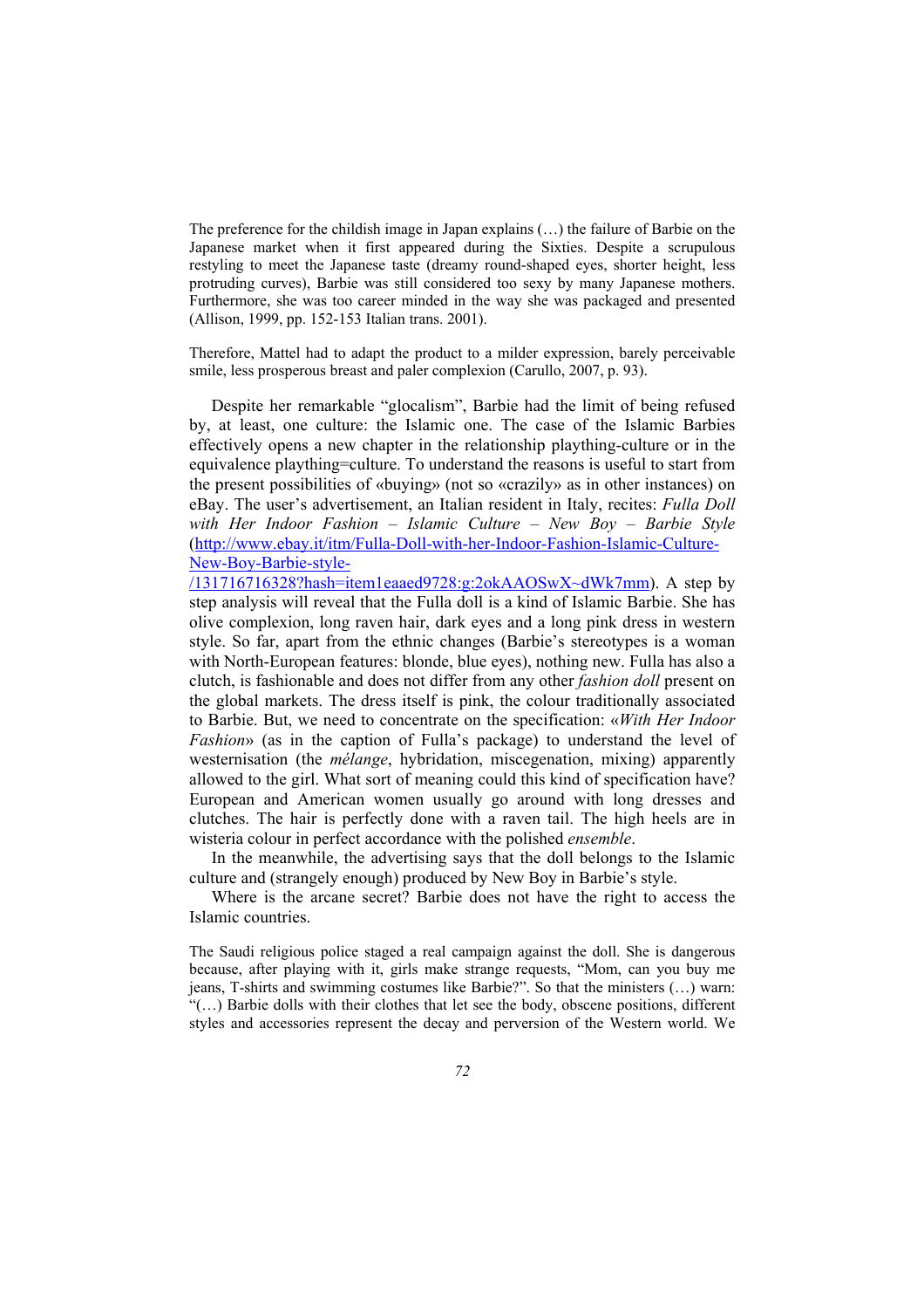> The preference for the childish image in Japan explains (…) the failure of Barbie on the Japanese market when it first appeared during the Sixties. Despite a scrupulous restyling to meet the Japanese taste (dreamy round-shaped eyes, shorter height, less protruding curves), Barbie was still considered too sexy by many Japanese mothers. Furthermore, she was too career minded in the way she was packaged and presented (Allison, 1999, pp. 152-153 Italian trans. 2001).

> Therefore, Mattel had to adapt the product to a milder expression, barely perceivable smile, less prosperous breast and paler complexion (Carullo, 2007, p. 93).

Despite her remarkable "glocalism", Barbie had the limit of being refused by, at least, one culture: the Islamic one. The case of the Islamic Barbies effectively opens a new chapter in the relationship plaything-culture or in the equivalence plaything=culture. To understand the reasons is useful to start from the present possibilities of «buying» (not so «crazily» as in other instances) on eBay. The user's advertisement, an Italian resident in Italy, recites: *Fulla Doll with Her Indoor Fashion – Islamic Culture – New Boy – Barbie Style* (http://www.ebay.it/itm/Fulla-Doll-with-her-Indoor-Fashion-Islamic-Culture-New-Boy-Barbie-style-/131716716328?hash=item1eaaed9728:g:2okAAOSwX~dWk7mm). A step by step analysis will reveal that the Fulla doll is a kind of Islamic Barbie. She has olive complexion, long raven hair, dark eyes and a long pink dress in western style. So far, apart from the ethnic changes (Barbie's stereotypes is a woman with North-European features: blonde, blue eyes), nothing new. Fulla has also a clutch, is fashionable and does not differ from any other *fashion doll* present on the global markets. The dress itself is pink, the colour traditionally associated to Barbie. But, we need to concentrate on the specification: «*With Her Indoor Fashion*» (as in the caption of Fulla's package) to understand the level of westernisation (the *mélange*, hybridation, miscegenation, mixing) apparently allowed to the girl. What sort of meaning could this kind of specification have? European and American women usually go around with long dresses and clutches. The hair is perfectly done with a raven tail. The high heels are in wisteria colour in perfect accordance with the polished *ensemble*.

In the meanwhile, the advertising says that the doll belongs to the Islamic culture and (strangely enough) produced by New Boy in Barbie's style.

Where is the arcane secret? Barbie does not have the right to access the Islamic countries.

> The Saudi religious police staged a real campaign against the doll. She is dangerous because, after playing with it, girls make strange requests, "Mom, can you buy me jeans, T-shirts and swimming costumes like Barbie?". So that the ministers (…) warn: "(…) Barbie dolls with their clothes that let see the body, obscene positions, different styles and accessories represent the decay and perversion of the Western world. We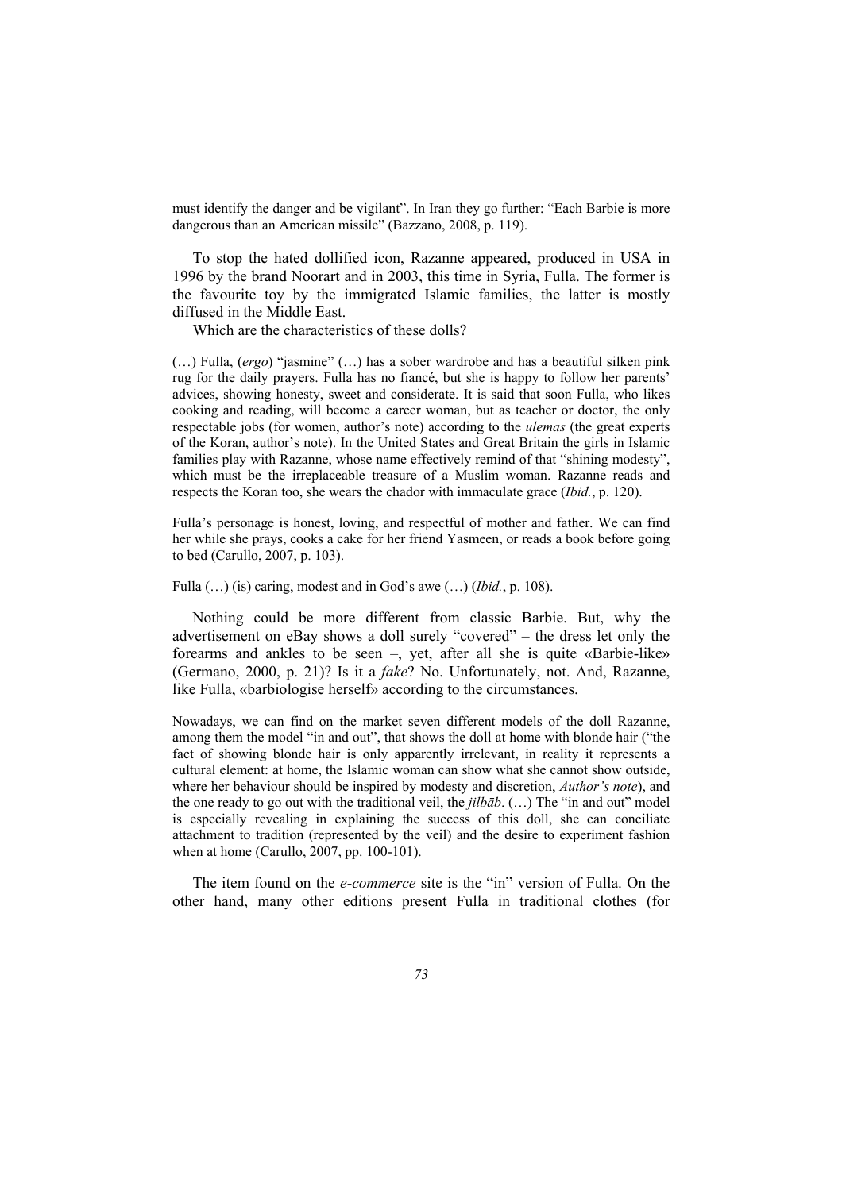must identify the danger and be vigilant". In Iran they go further: "Each Barbie is more dangerous than an American missile" (Bazzano, 2008, p. 119).

To stop the hated dollified icon, Razanne appeared, produced in USA in 1996 by the brand Noorart and in 2003, this time in Syria, Fulla. The former is the favourite toy by the immigrated Islamic families, the latter is mostly diffused in the Middle East.

Which are the characteristics of these dolls?

(…) Fulla, (*ergo*) "jasmine" (…) has a sober wardrobe and has a beautiful silken pink rug for the daily prayers. Fulla has no fiancé, but she is happy to follow her parents' advices, showing honesty, sweet and considerate. It is said that soon Fulla, who likes cooking and reading, will become a career woman, but as teacher or doctor, the only respectable jobs (for women, author's note) according to the *ulemas* (the great experts of the Koran, author's note). In the United States and Great Britain the girls in Islamic families play with Razanne, whose name effectively remind of that "shining modesty", which must be the irreplaceable treasure of a Muslim woman. Razanne reads and respects the Koran too, she wears the chador with immaculate grace (*Ibid.*, p. 120).

Fulla's personage is honest, loving, and respectful of mother and father. We can find her while she prays, cooks a cake for her friend Yasmeen, or reads a book before going to bed (Carullo, 2007, p. 103).

Fulla (…) (is) caring, modest and in God's awe (…) (*Ibid.*, p. 108).

Nothing could be more different from classic Barbie. But, why the advertisement on eBay shows a doll surely "covered" – the dress let only the forearms and ankles to be seen –, yet, after all she is quite «Barbie-like» (Germano, 2000, p. 21)? Is it a *fake*? No. Unfortunately, not. And, Razanne, like Fulla, «barbiologise herself» according to the circumstances.

Nowadays, we can find on the market seven different models of the doll Razanne, among them the model "in and out", that shows the doll at home with blonde hair ("the fact of showing blonde hair is only apparently irrelevant, in reality it represents a cultural element: at home, the Islamic woman can show what she cannot show outside, where her behaviour should be inspired by modesty and discretion, *Author's note*), and the one ready to go out with the traditional veil, the *jilbāb*. (…) The "in and out" model is especially revealing in explaining the success of this doll, she can conciliate attachment to tradition (represented by the veil) and the desire to experiment fashion when at home (Carullo, 2007, pp. 100-101).

The item found on the *e-commerce* site is the "in" version of Fulla. On the other hand, many other editions present Fulla in traditional clothes (for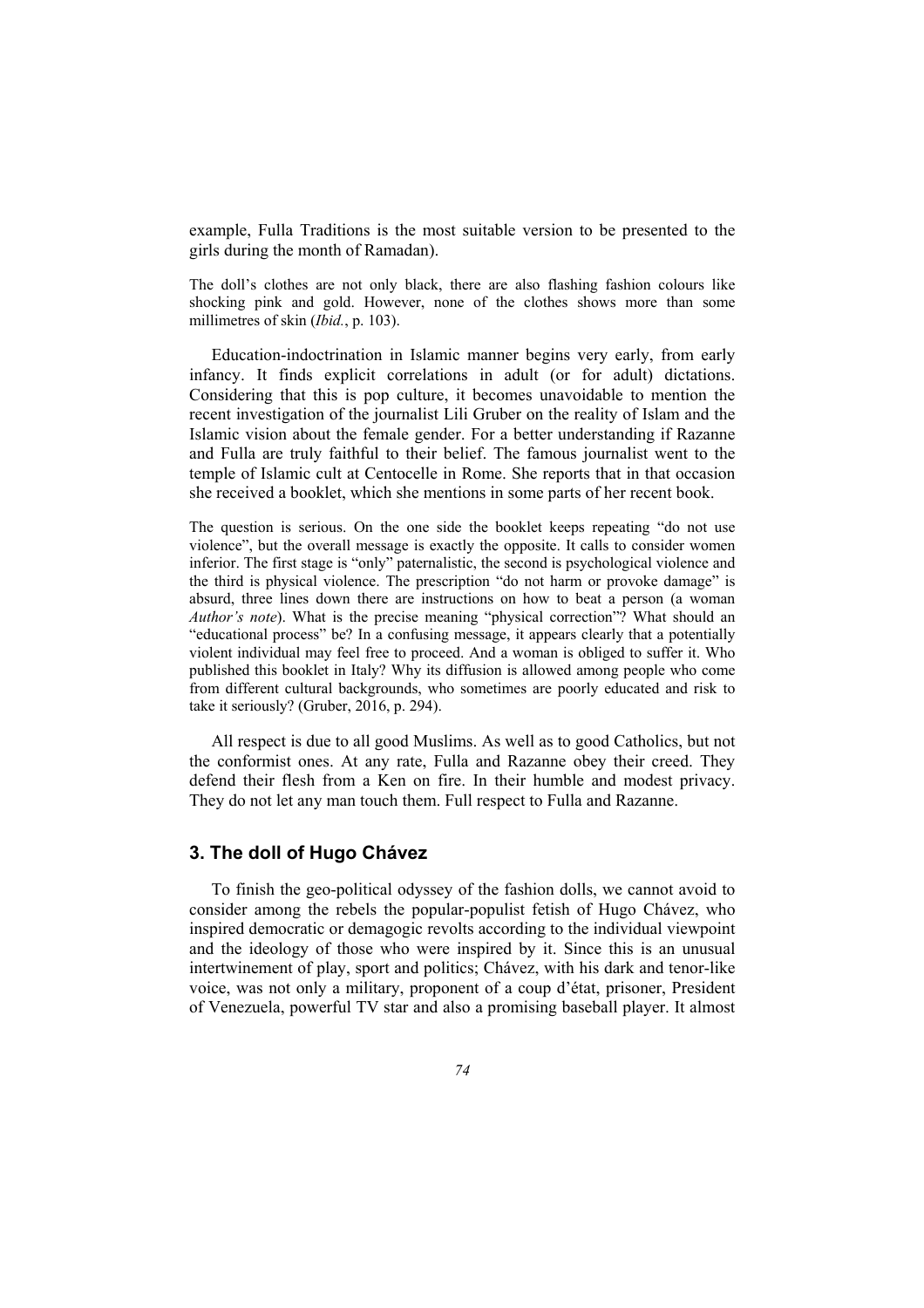example, Fulla Traditions is the most suitable version to be presented to the girls during the month of Ramadan).

> The doll's clothes are not only black, there are also flashing fashion colours like shocking pink and gold. However, none of the clothes shows more than some millimetres of skin (*Ibid.*, p. 103).

Education-indoctrination in Islamic manner begins very early, from early infancy. It finds explicit correlations in adult (or for adult) dictations. Considering that this is pop culture, it becomes unavoidable to mention the recent investigation of the journalist Lili Gruber on the reality of Islam and the Islamic vision about the female gender. For a better understanding if Razanne and Fulla are truly faithful to their belief. The famous journalist went to the temple of Islamic cult at Centocelle in Rome. She reports that in that occasion she received a booklet, which she mentions in some parts of her recent book.

> The question is serious. On the one side the booklet keeps repeating "do not use violence", but the overall message is exactly the opposite. It calls to consider women inferior. The first stage is "only" paternalistic, the second is psychological violence and the third is physical violence. The prescription "do not harm or provoke damage" is absurd, three lines down there are instructions on how to beat a person (a woman *Author's note*). What is the precise meaning "physical correction"? What should an "educational process" be? In a confusing message, it appears clearly that a potentially violent individual may feel free to proceed. And a woman is obliged to suffer it. Who published this booklet in Italy? Why its diffusion is allowed among people who come from different cultural backgrounds, who sometimes are poorly educated and risk to take it seriously? (Gruber, 2016, p. 294).

All respect is due to all good Muslims. As well as to good Catholics, but not the conformist ones. At any rate, Fulla and Razanne obey their creed. They defend their flesh from a Ken on fire. In their humble and modest privacy. They do not let any man touch them. Full respect to Fulla and Razanne.

## 3. The doll of Hugo Chávez

To finish the geo-political odyssey of the fashion dolls, we cannot avoid to consider among the rebels the popular-populist fetish of Hugo Chávez, who inspired democratic or demagogic revolts according to the individual viewpoint and the ideology of those who were inspired by it. Since this is an unusual intertwinement of play, sport and politics; Chávez, with his dark and tenor-like voice, was not only a military, proponent of a coup d'état, prisoner, President of Venezuela, powerful TV star and also a promising baseball player. It almost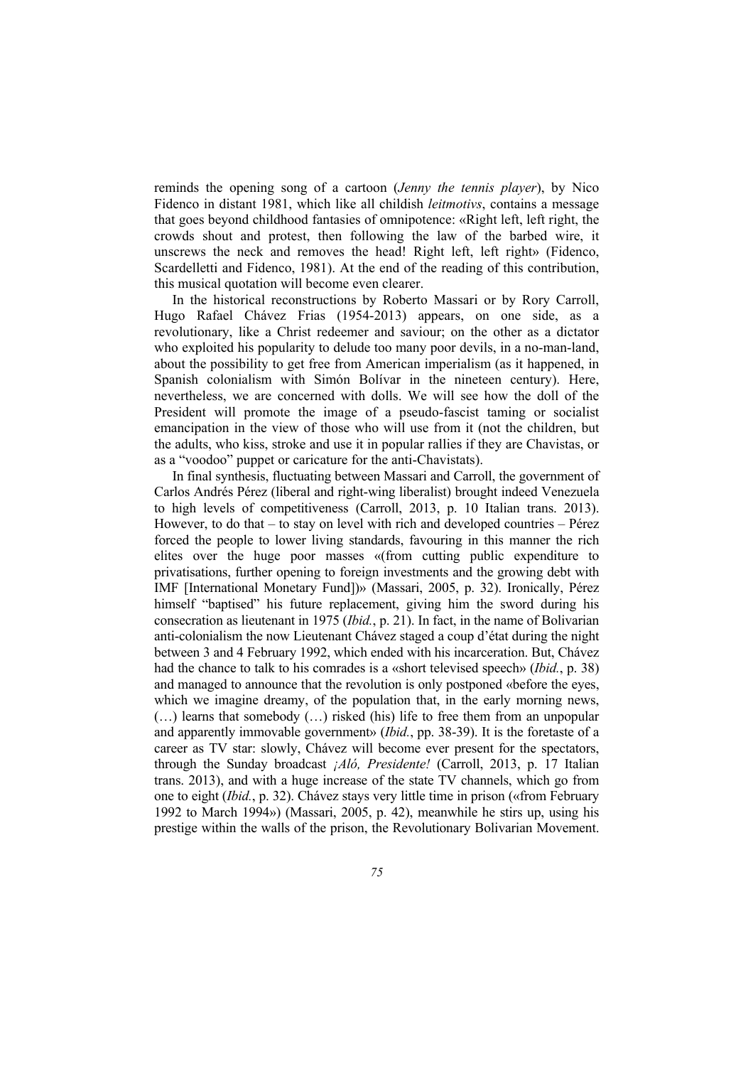reminds the opening song of a cartoon (*Jenny the tennis player*), by Nico Fidenco in distant 1981, which like all childish *leitmotivs*, contains a message that goes beyond childhood fantasies of omnipotence: «Right left, left right, the crowds shout and protest, then following the law of the barbed wire, it unscrews the neck and removes the head! Right left, left right» (Fidenco, Scardelletti and Fidenco, 1981). At the end of the reading of this contribution, this musical quotation will become even clearer.

In the historical reconstructions by Roberto Massari or by Rory Carroll, Hugo Rafael Chávez Frias (1954-2013) appears, on one side, as a revolutionary, like a Christ redeemer and saviour; on the other as a dictator who exploited his popularity to delude too many poor devils, in a no-man-land, about the possibility to get free from American imperialism (as it happened, in Spanish colonialism with Simón Bolívar in the nineteen century). Here, nevertheless, we are concerned with dolls. We will see how the doll of the President will promote the image of a pseudo-fascist taming or socialist emancipation in the view of those who will use from it (not the children, but the adults, who kiss, stroke and use it in popular rallies if they are Chavistas, or as a "voodoo" puppet or caricature for the anti-Chavistats).

In final synthesis, fluctuating between Massari and Carroll, the government of Carlos Andrés Pérez (liberal and right-wing liberalist) brought indeed Venezuela to high levels of competitiveness (Carroll, 2013, p. 10 Italian trans. 2013). However, to do that – to stay on level with rich and developed countries – Pérez forced the people to lower living standards, favouring in this manner the rich elites over the huge poor masses «(from cutting public expenditure to privatisations, further opening to foreign investments and the growing debt with IMF [International Monetary Fund])» (Massari, 2005, p. 32). Ironically, Pérez himself "baptised" his future replacement, giving him the sword during his consecration as lieutenant in 1975 (*Ibid.*, p. 21). In fact, in the name of Bolivarian anti-colonialism the now Lieutenant Chávez staged a coup d'état during the night between 3 and 4 February 1992, which ended with his incarceration. But, Chávez had the chance to talk to his comrades is a «short televised speech» (*Ibid.*, p. 38) and managed to announce that the revolution is only postponed «before the eyes, which we imagine dreamy, of the population that, in the early morning news, (…) learns that somebody (…) risked (his) life to free them from an unpopular and apparently immovable government» (*Ibid.*, pp. 38-39). It is the foretaste of a career as TV star: slowly, Chávez will become ever present for the spectators, through the Sunday broadcast *¡Aló, Presidente!* (Carroll, 2013, p. 17 Italian trans. 2013), and with a huge increase of the state TV channels, which go from one to eight (*Ibid.*, p. 32). Chávez stays very little time in prison («from February 1992 to March 1994») (Massari, 2005, p. 42), meanwhile he stirs up, using his prestige within the walls of the prison, the Revolutionary Bolivarian Movement.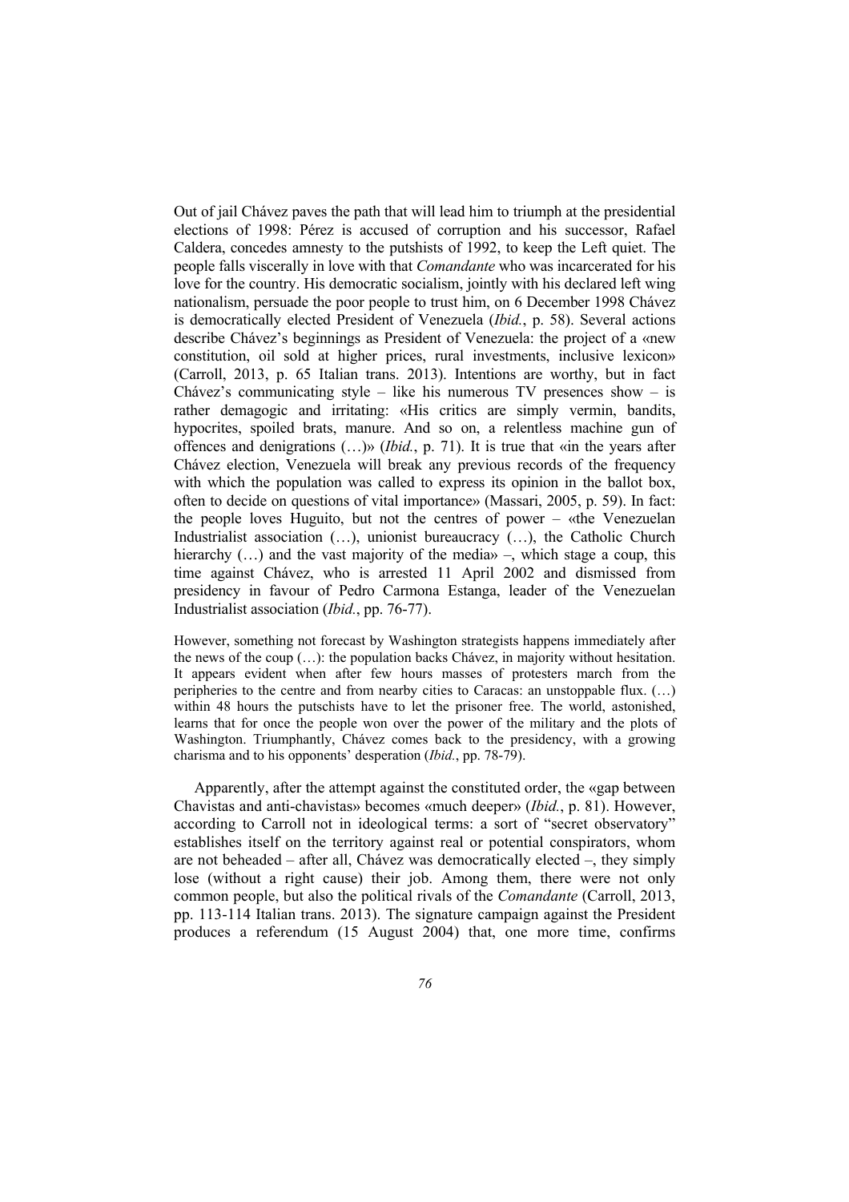Out of jail Chávez paves the path that will lead him to triumph at the presidential elections of 1998: Pérez is accused of corruption and his successor, Rafael Caldera, concedes amnesty to the putshists of 1992, to keep the Left quiet. The people falls viscerally in love with that *Comandante* who was incarcerated for his love for the country. His democratic socialism, jointly with his declared left wing nationalism, persuade the poor people to trust him, on 6 December 1998 Chávez is democratically elected President of Venezuela (*Ibid.*, p. 58). Several actions describe Chávez's beginnings as President of Venezuela: the project of a «new constitution, oil sold at higher prices, rural investments, inclusive lexicon» (Carroll, 2013, p. 65 Italian trans. 2013). Intentions are worthy, but in fact Chávez's communicating style – like his numerous TV presences show – is rather demagogic and irritating: «His critics are simply vermin, bandits, hypocrites, spoiled brats, manure. And so on, a relentless machine gun of offences and denigrations (…)» (*Ibid.*, p. 71). It is true that «in the years after Chávez election, Venezuela will break any previous records of the frequency with which the population was called to express its opinion in the ballot box, often to decide on questions of vital importance» (Massari, 2005, p. 59). In fact: the people loves Huguito, but not the centres of power – «the Venezuelan Industrialist association (…), unionist bureaucracy (…), the Catholic Church hierarchy (…) and the vast majority of the media» –, which stage a coup, this time against Chávez, who is arrested 11 April 2002 and dismissed from presidency in favour of Pedro Carmona Estanga, leader of the Venezuelan Industrialist association (*Ibid.*, pp. 76-77).

> However, something not forecast by Washington strategists happens immediately after the news of the coup (…): the population backs Chávez, in majority without hesitation. It appears evident when after few hours masses of protesters march from the peripheries to the centre and from nearby cities to Caracas: an unstoppable flux. (…) within 48 hours the putschists have to let the prisoner free. The world, astonished, learns that for once the people won over the power of the military and the plots of Washington. Triumphantly, Chávez comes back to the presidency, with a growing charisma and to his opponents' desperation (*Ibid.*, pp. 78-79).

Apparently, after the attempt against the constituted order, the «gap between Chavistas and anti-chavistas» becomes «much deeper» (*Ibid.*, p. 81). However, according to Carroll not in ideological terms: a sort of "secret observatory" establishes itself on the territory against real or potential conspirators, whom are not beheaded – after all, Chávez was democratically elected –, they simply lose (without a right cause) their job. Among them, there were not only common people, but also the political rivals of the *Comandante* (Carroll, 2013, pp. 113-114 Italian trans. 2013). The signature campaign against the President produces a referendum (15 August 2004) that, one more time, confirms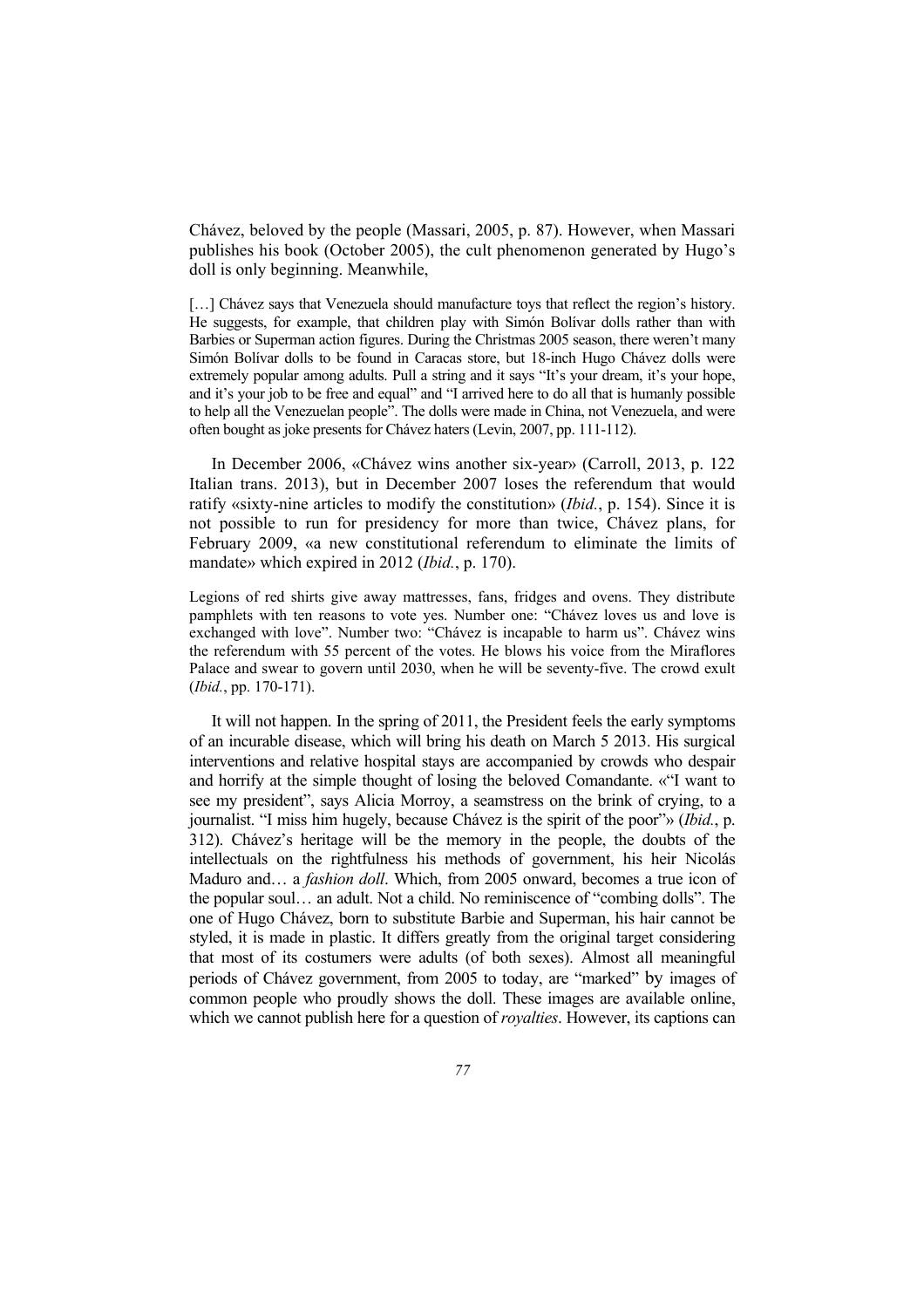Chávez, beloved by the people (Massari, 2005, p. 87). However, when Massari publishes his book (October 2005), the cult phenomenon generated by Hugo's doll is only beginning. Meanwhile,

> [...] Chávez says that Venezuela should manufacture toys that reflect the region's history. He suggests, for example, that children play with Simón Bolívar dolls rather than with Barbies or Superman action figures. During the Christmas 2005 season, there weren't many Simón Bolívar dolls to be found in Caracas store, but 18-inch Hugo Chávez dolls were extremely popular among adults. Pull a string and it says "It's your dream, it's your hope, and it's your job to be free and equal" and "I arrived here to do all that is humanly possible to help all the Venezuelan people". The dolls were made in China, not Venezuela, and were often bought as joke presents for Chávez haters (Levin, 2007, pp. 111-112).

In December 2006, «Chávez wins another six-year» (Carroll, 2013, p. 122 Italian trans. 2013), but in December 2007 loses the referendum that would ratify «sixty-nine articles to modify the constitution» (*Ibid.*, p. 154). Since it is not possible to run for presidency for more than twice, Chávez plans, for February 2009, «a new constitutional referendum to eliminate the limits of mandate» which expired in 2012 (*Ibid.*, p. 170).

> Legions of red shirts give away mattresses, fans, fridges and ovens. They distribute pamphlets with ten reasons to vote yes. Number one: "Chávez loves us and love is exchanged with love". Number two: "Chávez is incapable to harm us". Chávez wins the referendum with 55 percent of the votes. He blows his voice from the Miraflores Palace and swear to govern until 2030, when he will be seventy-five. The crowd exult (*Ibid.*, pp. 170-171).

It will not happen. In the spring of 2011, the President feels the early symptoms of an incurable disease, which will bring his death on March 5 2013. His surgical interventions and relative hospital stays are accompanied by crowds who despair and horrify at the simple thought of losing the beloved Comandante. «"I want to see my president", says Alicia Morroy, a seamstress on the brink of crying, to a journalist. "I miss him hugely, because Chávez is the spirit of the poor"» (*Ibid.*, p. 312). Chávez's heritage will be the memory in the people, the doubts of the intellectuals on the rightfulness his methods of government, his heir Nicolás Maduro and… a *fashion doll*. Which, from 2005 onward, becomes a true icon of the popular soul… an adult. Not a child. No reminiscence of "combing dolls". The one of Hugo Chávez, born to substitute Barbie and Superman, his hair cannot be styled, it is made in plastic. It differs greatly from the original target considering that most of its costumers were adults (of both sexes). Almost all meaningful periods of Chávez government, from 2005 to today, are "marked" by images of common people who proudly shows the doll. These images are available online, which we cannot publish here for a question of *royalties*. However, its captions can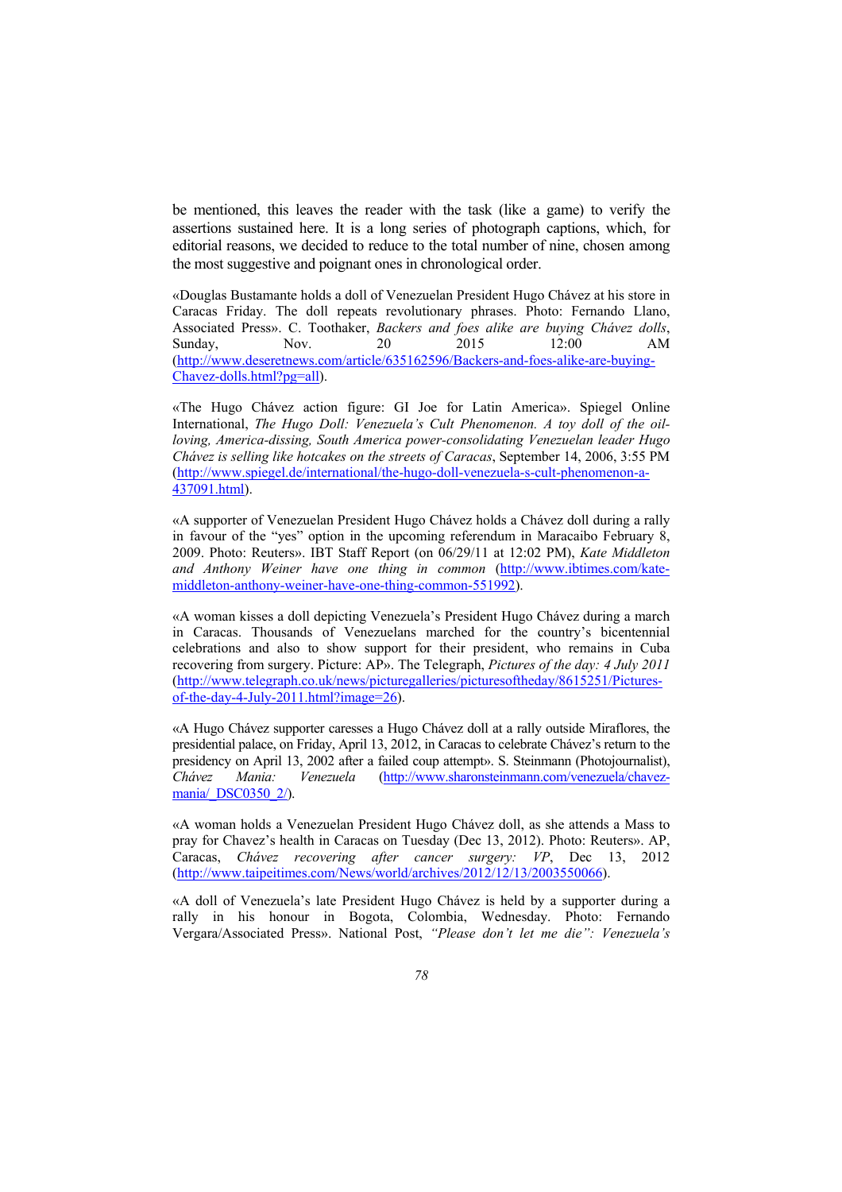be mentioned, this leaves the reader with the task (like a game) to verify the assertions sustained here. It is a long series of photograph captions, which, for editorial reasons, we decided to reduce to the total number of nine, chosen among the most suggestive and poignant ones in chronological order.

«Douglas Bustamante holds a doll of Venezuelan President Hugo Chávez at his store in Caracas Friday. The doll repeats revolutionary phrases. Photo: Fernando Llano, Associated Press». C. Toothaker, *Backers and foes alike are buying Chávez dolls*, Sunday, Nov. 20 2015 12:00 AM (http://www.deseretnews.com/article/635162596/Backers-and-foes-alike-are-buying-Chavez-dolls.html?pg=all).

«The Hugo Chávez action figure: GI Joe for Latin America». Spiegel Online International, *The Hugo Doll: Venezuela's Cult Phenomenon. A toy doll of the oil-loving, America-dissing, South America power-consolidating Venezuelan leader Hugo Chávez is selling like hotcakes on the streets of Caracas*, September 14, 2006, 3:55 PM (http://www.spiegel.de/international/the-hugo-doll-venezuela-s-cult-phenomenon-a-437091.html).

«A supporter of Venezuelan President Hugo Chávez holds a Chávez doll during a rally in favour of the "yes" option in the upcoming referendum in Maracaibo February 8, 2009. Photo: Reuters». IBT Staff Report (on 06/29/11 at 12:02 PM), *Kate Middleton and Anthony Weiner have one thing in common* (http://www.ibtimes.com/kate-middleton-anthony-weiner-have-one-thing-common-551992).

«A woman kisses a doll depicting Venezuela's President Hugo Chávez during a march in Caracas. Thousands of Venezuelans marched for the country's bicentennial celebrations and also to show support for their president, who remains in Cuba recovering from surgery. Picture: AP». The Telegraph, *Pictures of the day: 4 July 2011* (http://www.telegraph.co.uk/news/picturegalleries/picturesoftheday/8615251/Pictures-of-the-day-4-July-2011.html?image=26).

«A Hugo Chávez supporter caresses a Hugo Chávez doll at a rally outside Miraflores, the presidential palace, on Friday, April 13, 2012, in Caracas to celebrate Chávez's return to the presidency on April 13, 2002 after a failed coup attempt». S. Steinmann (Photojournalist), *Chávez Mania: Venezuela* (http://www.sharonsteinmann.com/venezuela/chavez-mania/_DSC0350_2/).

«A woman holds a Venezuelan President Hugo Chávez doll, as she attends a Mass to pray for Chavez's health in Caracas on Tuesday (Dec 13, 2012). Photo: Reuters». AP, Caracas, *Chávez recovering after cancer surgery: VP*, Dec 13, 2012 (http://www.taipeitimes.com/News/world/archives/2012/12/13/2003550066).

«A doll of Venezuela's late President Hugo Chávez is held by a supporter during a rally in his honour in Bogota, Colombia, Wednesday. Photo: Fernando Vergara/Associated Press». National Post, *"Please don't let me die": Venezuela's*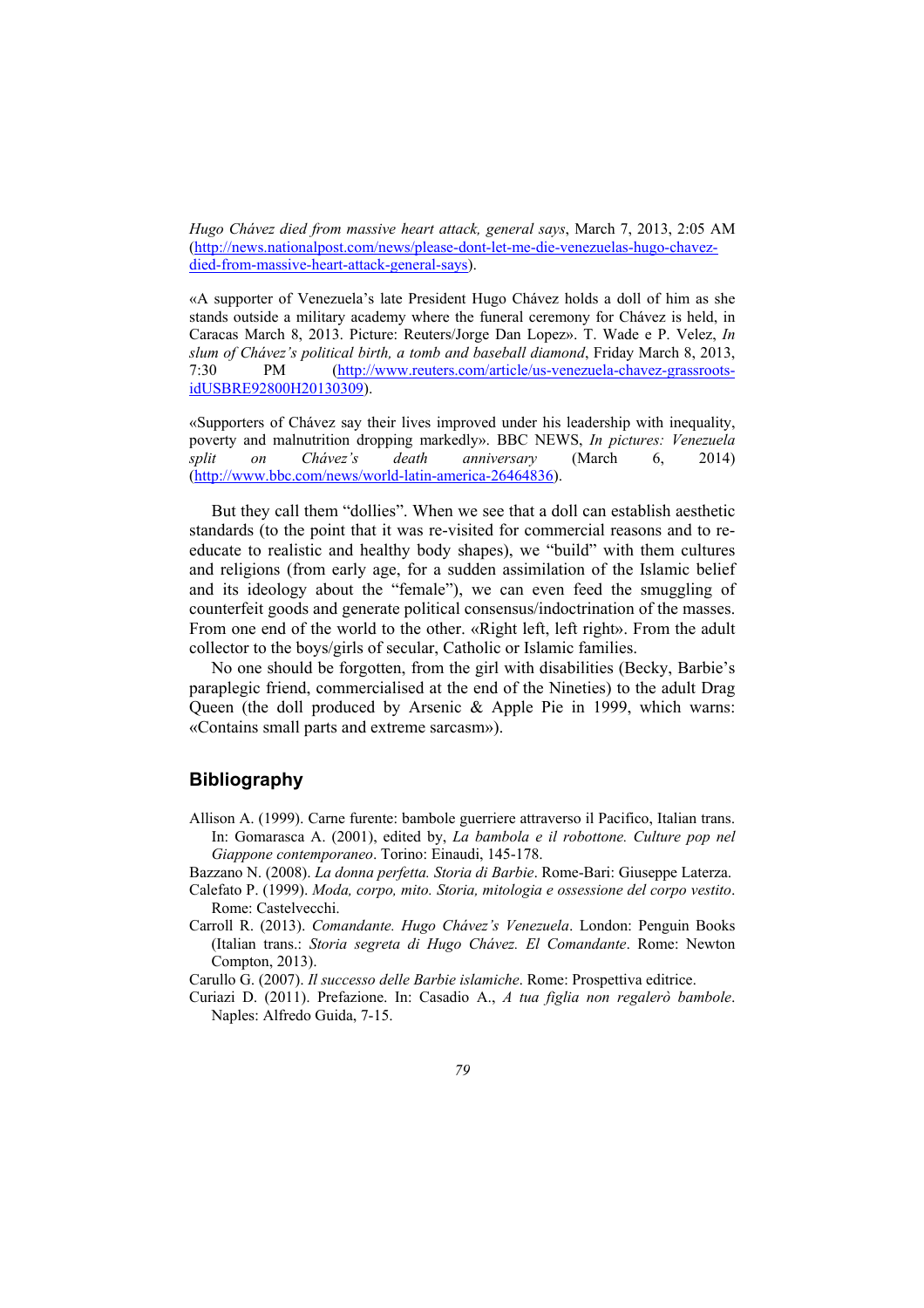*Hugo Chávez died from massive heart attack, general says*, March 7, 2013, 2:05 AM (http://news.nationalpost.com/news/please-dont-let-me-die-venezuelas-hugo-chavez-died-from-massive-heart-attack-general-says).

«A supporter of Venezuela's late President Hugo Chávez holds a doll of him as she stands outside a military academy where the funeral ceremony for Chávez is held, in Caracas March 8, 2013. Picture: Reuters/Jorge Dan Lopez». T. Wade e P. Velez, *In slum of Chávez's political birth, a tomb and baseball diamond*, Friday March 8, 2013, 7:30 PM (http://www.reuters.com/article/us-venezuela-chavez-grassroots-idUSBRE92800H20130309).

«Supporters of Chávez say their lives improved under his leadership with inequality, poverty and malnutrition dropping markedly». BBC NEWS, *In pictures: Venezuela split on Chávez's death anniversary* (March 6, 2014) (http://www.bbc.com/news/world-latin-america-26464836).

But they call them "dollies". When we see that a doll can establish aesthetic standards (to the point that it was re-visited for commercial reasons and to re-educate to realistic and healthy body shapes), we "build" with them cultures and religions (from early age, for a sudden assimilation of the Islamic belief and its ideology about the "female"), we can even feed the smuggling of counterfeit goods and generate political consensus/indoctrination of the masses. From one end of the world to the other. «Right left, left right». From the adult collector to the boys/girls of secular, Catholic or Islamic families.

No one should be forgotten, from the girl with disabilities (Becky, Barbie's paraplegic friend, commercialised at the end of the Nineties) to the adult Drag Queen (the doll produced by Arsenic & Apple Pie in 1999, which warns: «Contains small parts and extreme sarcasm»).

## Bibliography

Allison A. (1999). Carne furente: bambole guerriere attraverso il Pacifico, Italian trans. In: Gomarasca A. (2001), edited by, *La bambola e il robottone. Culture pop nel Giappone contemporaneo*. Torino: Einaudi, 145-178.

Bazzano N. (2008). *La donna perfetta. Storia di Barbie*. Rome-Bari: Giuseppe Laterza.

Calefato P. (1999). *Moda, corpo, mito. Storia, mitologia e ossessione del corpo vestito*. Rome: Castelvecchi.

Carroll R. (2013). *Comandante. Hugo Chávez's Venezuela*. London: Penguin Books (Italian trans.: *Storia segreta di Hugo Chávez. El Comandante*. Rome: Newton Compton, 2013).

Carullo G. (2007). *Il successo delle Barbie islamiche*. Rome: Prospettiva editrice.

Curiazi D. (2011). Prefazione. In: Casadio A., *A tua figlia non regalerò bambole*. Naples: Alfredo Guida, 7-15.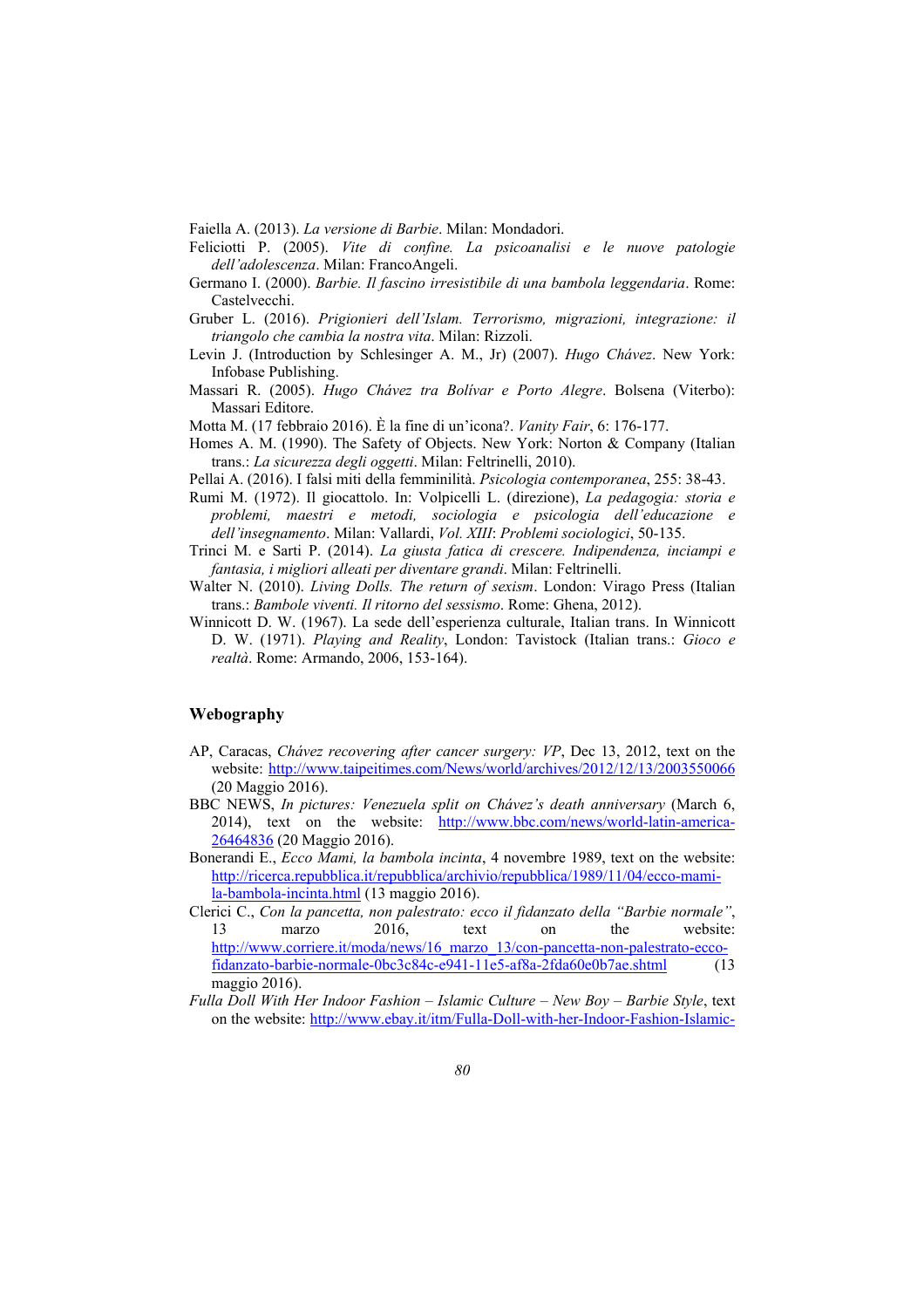Faiella A. (2013). *La versione di Barbie*. Milan: Mondadori.

Feliciotti P. (2005). *Vite di confine. La psicoanalisi e le nuove patologie dell'adolescenza*. Milan: FrancoAngeli.

Germano I. (2000). *Barbie. Il fascino irresistibile di una bambola leggendaria*. Rome: Castelvecchi.

Gruber L. (2016). *Prigionieri dell'Islam. Terrorismo, migrazioni, integrazione: il triangolo che cambia la nostra vita*. Milan: Rizzoli.

Levin J. (Introduction by Schlesinger A. M., Jr) (2007). *Hugo Chávez*. New York: Infobase Publishing.

Massari R. (2005). *Hugo Chávez tra Bolívar e Porto Alegre*. Bolsena (Viterbo): Massari Editore.

Motta M. (17 febbraio 2016). È la fine di un'icona?. *Vanity Fair*, 6: 176-177.

Homes A. M. (1990). The Safety of Objects. New York: Norton & Company (Italian trans.: *La sicurezza degli oggetti*. Milan: Feltrinelli, 2010).

Pellai A. (2016). I falsi miti della femminilità. *Psicologia contemporanea*, 255: 38-43.

Rumi M. (1972). Il giocattolo. In: Volpicelli L. (direzione), *La pedagogia: storia e problemi, maestri e metodi, sociologia e psicologia dell'educazione e dell'insegnamento*. Milan: Vallardi, *Vol. XIII*: *Problemi sociologici*, 50-135.

Trinci M. e Sarti P. (2014). *La giusta fatica di crescere. Indipendenza, inciampi e fantasia, i migliori alleati per diventare grandi*. Milan: Feltrinelli.

Walter N. (2010). *Living Dolls. The return of sexism*. London: Virago Press (Italian trans.: *Bambole viventi. Il ritorno del sessismo*. Rome: Ghena, 2012).

Winnicott D. W. (1967). La sede dell'esperienza culturale, Italian trans. In Winnicott D. W. (1971). *Playing and Reality*, London: Tavistock (Italian trans.: *Gioco e realtà*. Rome: Armando, 2006, 153-164).

## Webography

AP, Caracas, *Chávez recovering after cancer surgery: VP*, Dec 13, 2012, text on the website: http://www.taipeitimes.com/News/world/archives/2012/12/13/2003550066 (20 Maggio 2016).

BBC NEWS, *In pictures: Venezuela split on Chávez's death anniversary* (March 6, 2014), text on the website: http://www.bbc.com/news/world-latin-america-26464836 (20 Maggio 2016).

Bonerandi E., *Ecco Mami, la bambola incinta*, 4 novembre 1989, text on the website: http://ricerca.repubblica.it/repubblica/archivio/repubblica/1989/11/04/ecco-mami-la-bambola-incinta.html (13 maggio 2016).

Clerici C., *Con la pancetta, non palestrato: ecco il fidanzato della "Barbie normale"*, 13 marzo 2016, text on the website: http://www.corriere.it/moda/news/16_marzo_13/con-pancetta-non-palestrato-ecco-fidanzato-barbie-normale-0bc3c84c-e941-11e5-af8a-2fda60e0b7ae.shtml (13 maggio 2016).

*Fulla Doll With Her Indoor Fashion – Islamic Culture – New Boy – Barbie Style*, text on the website: http://www.ebay.it/itm/Fulla-Doll-with-her-Indoor-Fashion-Islamic-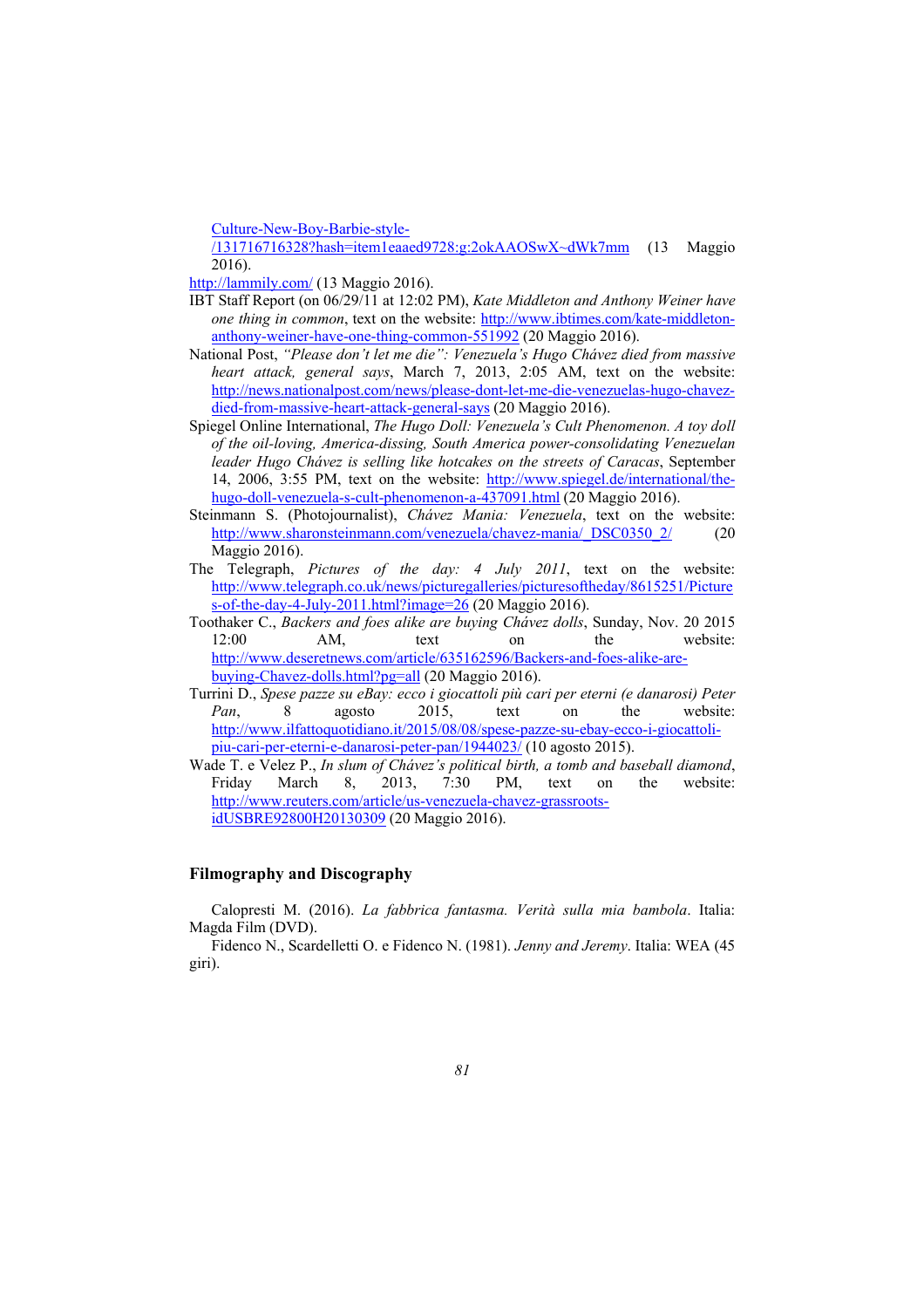Culture-New-Boy-Barbie-style-/131716716328?hash=item1eaaed9728:g:2okAAOSwX~dWk7mm (13 Maggio 2016).

http://lammily.com/ (13 Maggio 2016).

IBT Staff Report (on 06/29/11 at 12:02 PM), *Kate Middleton and Anthony Weiner have one thing in common*, text on the website: http://www.ibtimes.com/kate-middleton-anthony-weiner-have-one-thing-common-551992 (20 Maggio 2016).

National Post, *"Please don't let me die": Venezuela's Hugo Chávez died from massive heart attack, general says*, March 7, 2013, 2:05 AM, text on the website: http://news.nationalpost.com/news/please-dont-let-me-die-venezuelas-hugo-chavez-died-from-massive-heart-attack-general-says (20 Maggio 2016).

Spiegel Online International, *The Hugo Doll: Venezuela's Cult Phenomenon. A toy doll of the oil-loving, America-dissing, South America power-consolidating Venezuelan leader Hugo Chávez is selling like hotcakes on the streets of Caracas*, September 14, 2006, 3:55 PM, text on the website: http://www.spiegel.de/international/the-hugo-doll-venezuela-s-cult-phenomenon-a-437091.html (20 Maggio 2016).

Steinmann S. (Photojournalist), *Chávez Mania: Venezuela*, text on the website: http://www.sharonsteinmann.com/venezuela/chavez-mania/_DSC0350_2/ (20 Maggio 2016).

The Telegraph, *Pictures of the day: 4 July 2011*, text on the website: http://www.telegraph.co.uk/news/picturegalleries/picturesoftheday/8615261/Pictures-of-the-day-4-July-2011.html?image=26 (20 Maggio 2016).

Toothaker C., *Backers and foes alike are buying Chávez dolls*, Sunday, Nov. 20 2015 12:00 AM, text on the website: http://www.deseretnews.com/article/635162596/Backers-and-foes-alike-are-buying-Chavez-dolls.html?pg=all (20 Maggio 2016).

Turrini D., *Spese pazze su eBay: ecco i giocattoli più cari per eterni (e danarosi) Peter Pan*, 8 agosto 2015, text on the website: http://www.ilfattoquotidiano.it/2015/08/08/spese-pazze-su-ebay-ecco-i-giocattoli-piu-cari-per-eterni-e-danarosi-peter-pan/1944023/ (10 agosto 2015).

Wade T. e Velez P., *In slum of Chávez's political birth, a tomb and baseball diamond*, Friday March 8, 2013, 7:30 PM, text on the website: http://www.reuters.com/article/us-venezuela-chavez-grassroots-idUSBRE92800H20130309 (20 Maggio 2016).

### Filmography and Discography

Calopresti M. (2016). *La fabbrica fantasma. Verità sulla mia bambola*. Italia: Magda Film (DVD).

Fidenco N., Scardelletti O. e Fidenco N. (1981). *Jenny and Jeremy*. Italia: WEA (45 giri).